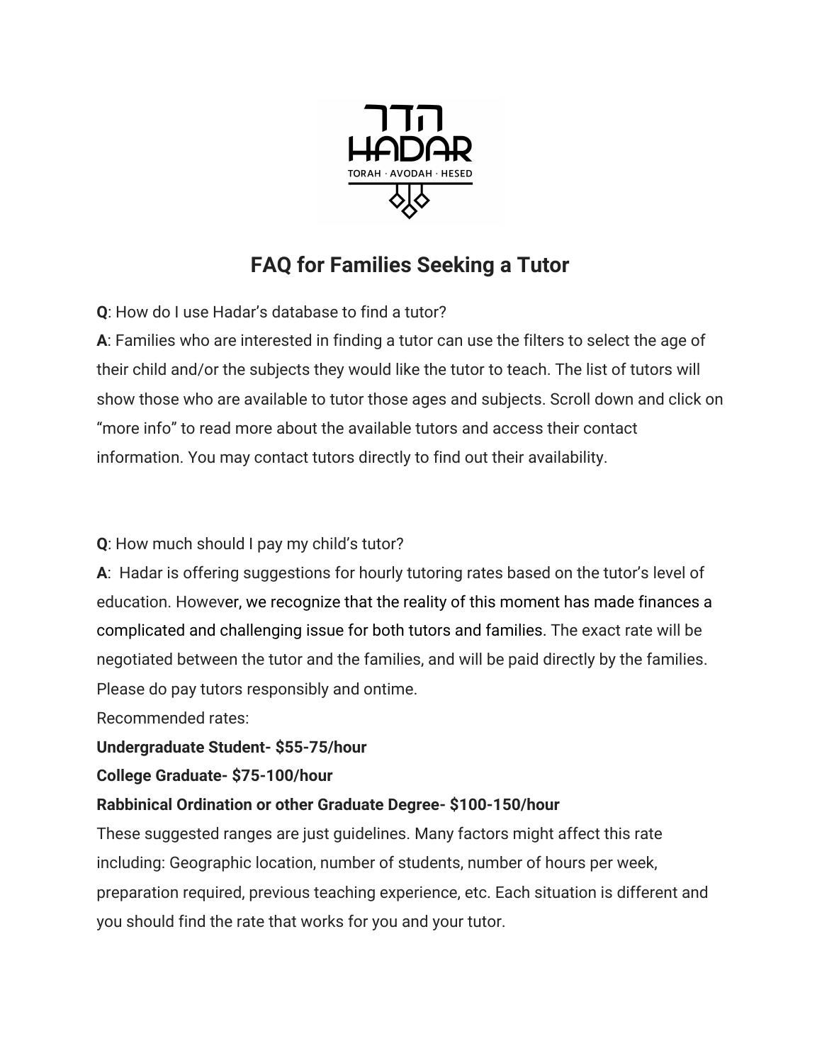# FAQ for Families Seeking a Tutor

**Q**: How do I use Hadar's database to find a tutor?

**A**: Families who are interested in finding a tutor can use the filters to select the age of their child and/or the subjects they would like the tutor to teach. The list of tutors will show those who are available to tutor those ages and subjects. Scroll down and click on "more info" to read more about the available tutors and access their contact information. You may contact tutors directly to find out their availability.

**Q**: How much should I pay my child's tutor?

**A**: Hadar is offering suggestions for hourly tutoring rates based on the tutor's level of education. However, we recognize that the reality of this moment has made finances a complicated and challenging issue for both tutors and families. The exact rate will be negotiated between the tutor and the families, and will be paid directly by the families. Please do pay tutors responsibly and ontime.

Recommended rates:

**Undergraduate Student- $55-75/hour**

**College Graduate- $75-100/hour**

**Rabbinical Ordination or other Graduate Degree- $100-150/hour**

These suggested ranges are just guidelines. Many factors might affect this rate including: Geographic location, number of students, number of hours per week, preparation required, previous teaching experience, etc. Each situation is different and you should find the rate that works for you and your tutor.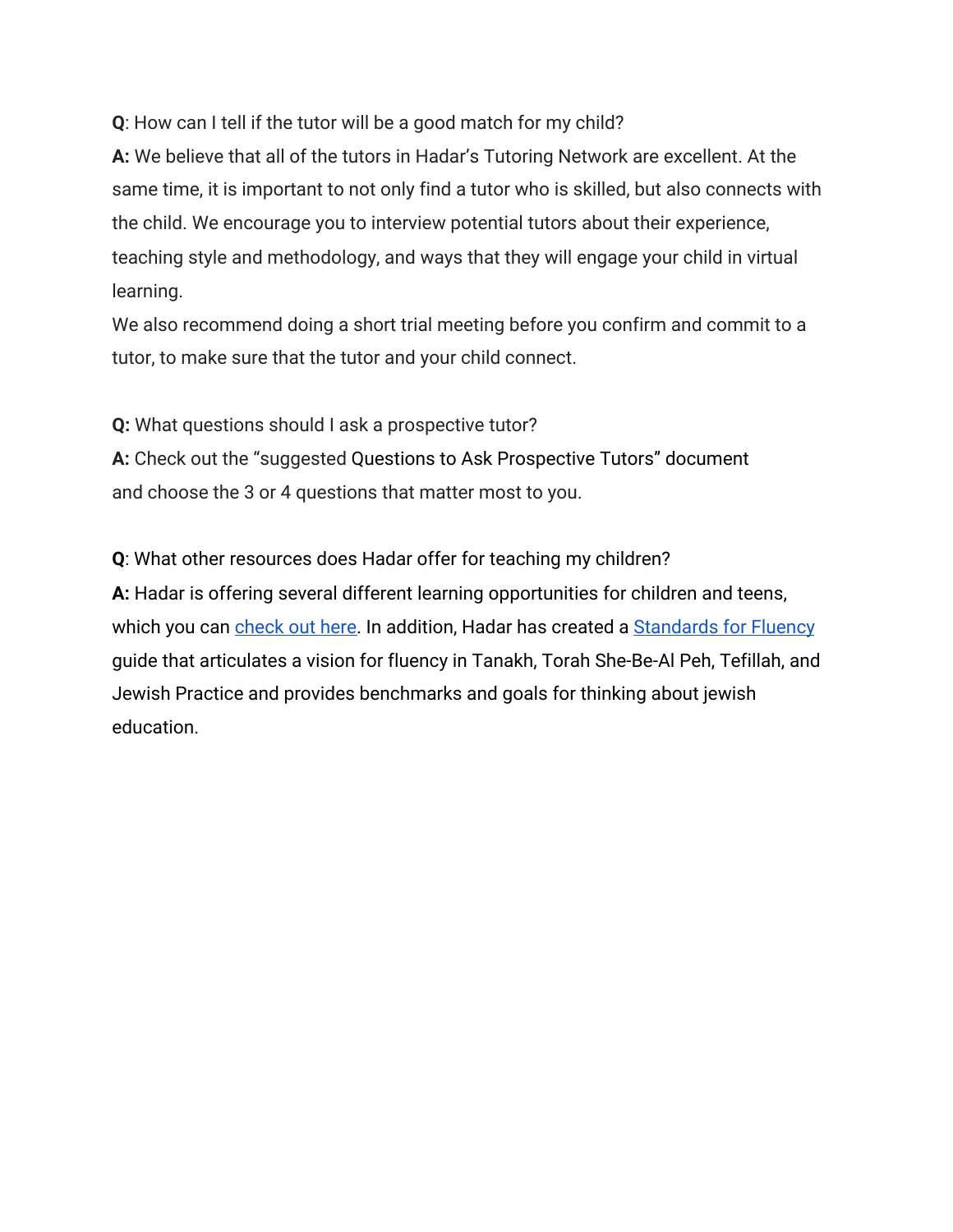**Q**: How can I tell if the tutor will be a good match for my child?
**A:** We believe that all of the tutors in Hadar's Tutoring Network are excellent. At the same time, it is important to not only find a tutor who is skilled, but also connects with the child. We encourage you to interview potential tutors about their experience, teaching style and methodology, and ways that they will engage your child in virtual learning.
We also recommend doing a short trial meeting before you confirm and commit to a tutor, to make sure that the tutor and your child connect.

**Q:** What questions should I ask a prospective tutor?
**A:** Check out the "suggested Questions to Ask Prospective Tutors" document and choose the 3 or 4 questions that matter most to you.

**Q**: What other resources does Hadar offer for teaching my children?
**A:** Hadar is offering several different learning opportunities for children and teens, which you can check out here. In addition, Hadar has created a Standards for Fluency guide that articulates a vision for fluency in Tanakh, Torah She-Be-Al Peh, Tefillah, and Jewish Practice and provides benchmarks and goals for thinking about jewish education.